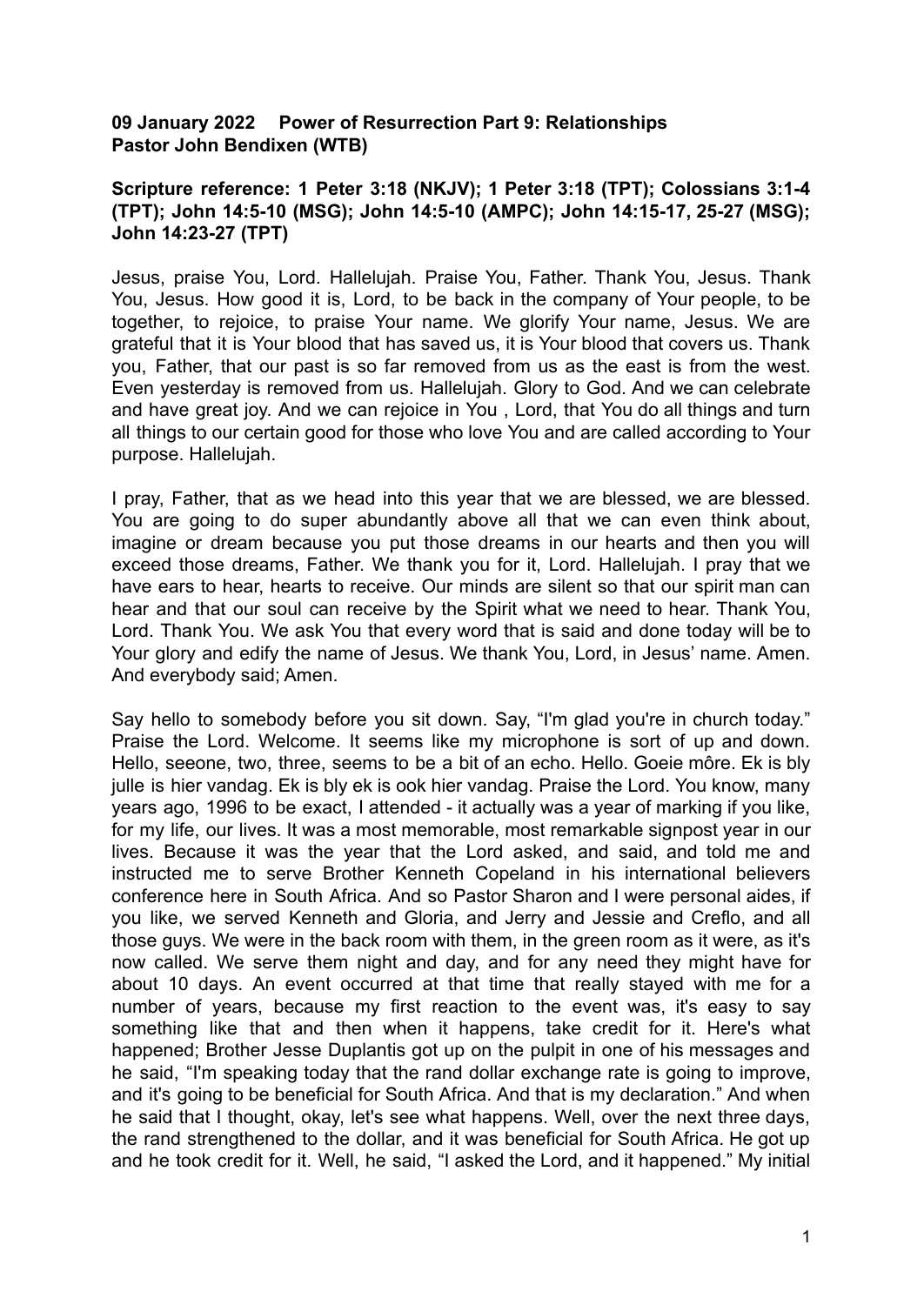**09 January 2022 Power of Resurrection Part 9: Relationships**
**Pastor John Bendixen (WTB)**

**Scripture reference: 1 Peter 3:18 (NKJV); 1 Peter 3:18 (TPT); Colossians 3:1-4 (TPT); John 14:5-10 (MSG); John 14:5-10 (AMPC); John 14:15-17, 25-27 (MSG); John 14:23-27 (TPT)**

Jesus, praise You, Lord. Hallelujah. Praise You, Father. Thank You, Jesus. Thank You, Jesus. How good it is, Lord, to be back in the company of Your people, to be together, to rejoice, to praise Your name. We glorify Your name, Jesus. We are grateful that it is Your blood that has saved us, it is Your blood that covers us. Thank you, Father, that our past is so far removed from us as the east is from the west. Even yesterday is removed from us. Hallelujah. Glory to God. And we can celebrate and have great joy. And we can rejoice in You , Lord, that You do all things and turn all things to our certain good for those who love You and are called according to Your purpose. Hallelujah.

I pray, Father, that as we head into this year that we are blessed, we are blessed. You are going to do super abundantly above all that we can even think about, imagine or dream because you put those dreams in our hearts and then you will exceed those dreams, Father. We thank you for it, Lord. Hallelujah. I pray that we have ears to hear, hearts to receive. Our minds are silent so that our spirit man can hear and that our soul can receive by the Spirit what we need to hear. Thank You, Lord. Thank You. We ask You that every word that is said and done today will be to Your glory and edify the name of Jesus. We thank You, Lord, in Jesus' name. Amen. And everybody said; Amen.

Say hello to somebody before you sit down. Say, "I'm glad you're in church today." Praise the Lord. Welcome. It seems like my microphone is sort of up and down. Hello, seeone, two, three, seems to be a bit of an echo. Hello. Goeie môre. Ek is bly julle is hier vandag. Ek is bly ek is ook hier vandag. Praise the Lord. You know, many years ago, 1996 to be exact, I attended - it actually was a year of marking if you like, for my life, our lives. It was a most memorable, most remarkable signpost year in our lives. Because it was the year that the Lord asked, and said, and told me and instructed me to serve Brother Kenneth Copeland in his international believers conference here in South Africa. And so Pastor Sharon and I were personal aides, if you like, we served Kenneth and Gloria, and Jerry and Jessie and Creflo, and all those guys. We were in the back room with them, in the green room as it were, as it's now called. We serve them night and day, and for any need they might have for about 10 days. An event occurred at that time that really stayed with me for a number of years, because my first reaction to the event was, it's easy to say something like that and then when it happens, take credit for it. Here's what happened; Brother Jesse Duplantis got up on the pulpit in one of his messages and he said, "I'm speaking today that the rand dollar exchange rate is going to improve, and it's going to be beneficial for South Africa. And that is my declaration." And when he said that I thought, okay, let's see what happens. Well, over the next three days, the rand strengthened to the dollar, and it was beneficial for South Africa. He got up and he took credit for it. Well, he said, "I asked the Lord, and it happened." My initial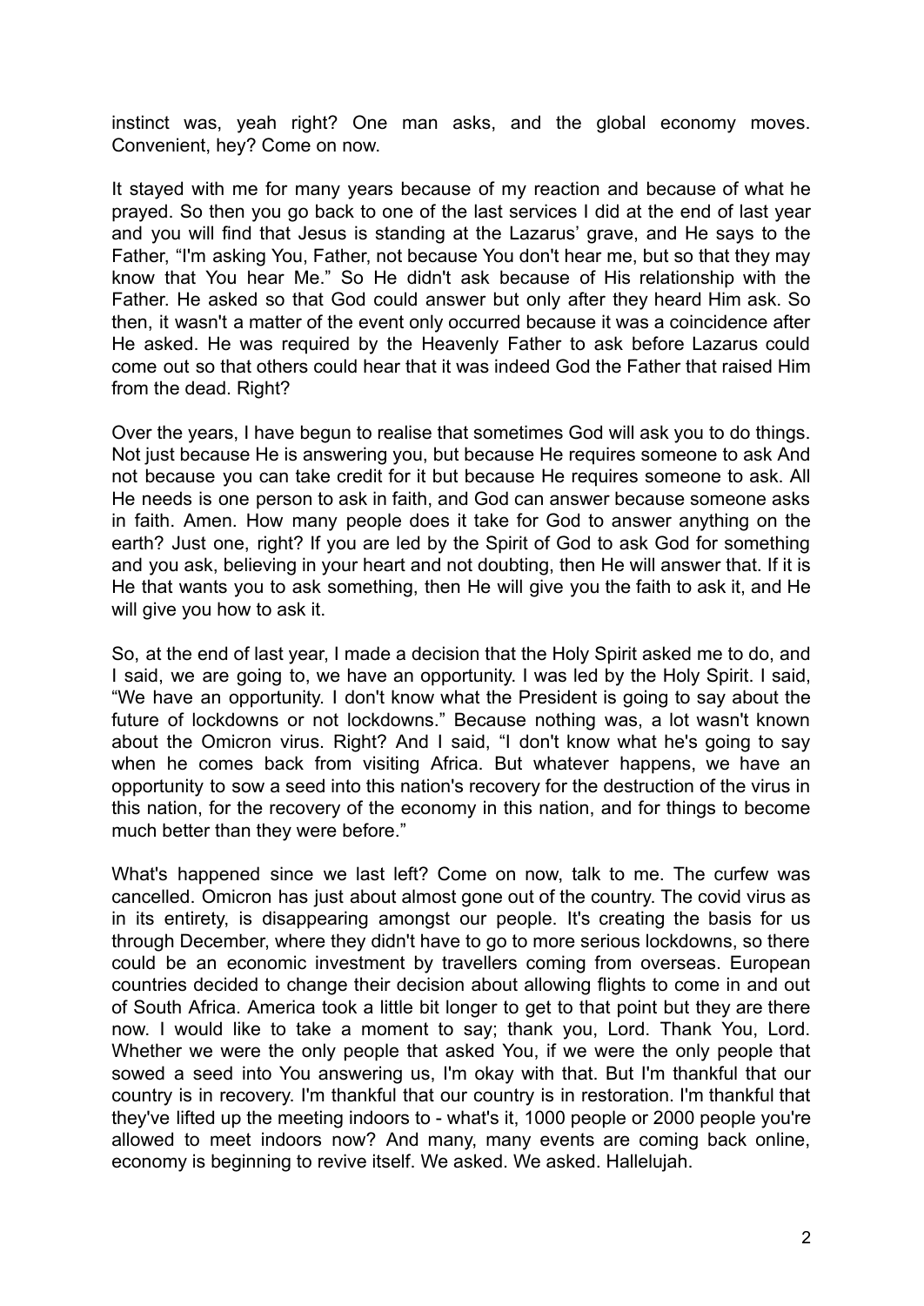instinct was, yeah right? One man asks, and the global economy moves. Convenient, hey? Come on now.

It stayed with me for many years because of my reaction and because of what he prayed. So then you go back to one of the last services I did at the end of last year and you will find that Jesus is standing at the Lazarus' grave, and He says to the Father, "I'm asking You, Father, not because You don't hear me, but so that they may know that You hear Me." So He didn't ask because of His relationship with the Father. He asked so that God could answer but only after they heard Him ask. So then, it wasn't a matter of the event only occurred because it was a coincidence after He asked. He was required by the Heavenly Father to ask before Lazarus could come out so that others could hear that it was indeed God the Father that raised Him from the dead. Right?

Over the years, I have begun to realise that sometimes God will ask you to do things. Not just because He is answering you, but because He requires someone to ask And not because you can take credit for it but because He requires someone to ask. All He needs is one person to ask in faith, and God can answer because someone asks in faith. Amen. How many people does it take for God to answer anything on the earth? Just one, right? If you are led by the Spirit of God to ask God for something and you ask, believing in your heart and not doubting, then He will answer that. If it is He that wants you to ask something, then He will give you the faith to ask it, and He will give you how to ask it.

So, at the end of last year, I made a decision that the Holy Spirit asked me to do, and I said, we are going to, we have an opportunity. I was led by the Holy Spirit. I said, "We have an opportunity. I don't know what the President is going to say about the future of lockdowns or not lockdowns." Because nothing was, a lot wasn't known about the Omicron virus. Right? And I said, "I don't know what he's going to say when he comes back from visiting Africa. But whatever happens, we have an opportunity to sow a seed into this nation's recovery for the destruction of the virus in this nation, for the recovery of the economy in this nation, and for things to become much better than they were before."

What's happened since we last left? Come on now, talk to me. The curfew was cancelled. Omicron has just about almost gone out of the country. The covid virus as in its entirety, is disappearing amongst our people. It's creating the basis for us through December, where they didn't have to go to more serious lockdowns, so there could be an economic investment by travellers coming from overseas. European countries decided to change their decision about allowing flights to come in and out of South Africa. America took a little bit longer to get to that point but they are there now. I would like to take a moment to say; thank you, Lord. Thank You, Lord. Whether we were the only people that asked You, if we were the only people that sowed a seed into You answering us, I'm okay with that. But I'm thankful that our country is in recovery. I'm thankful that our country is in restoration. I'm thankful that they've lifted up the meeting indoors to - what's it, 1000 people or 2000 people you're allowed to meet indoors now? And many, many events are coming back online, economy is beginning to revive itself. We asked. We asked. Hallelujah.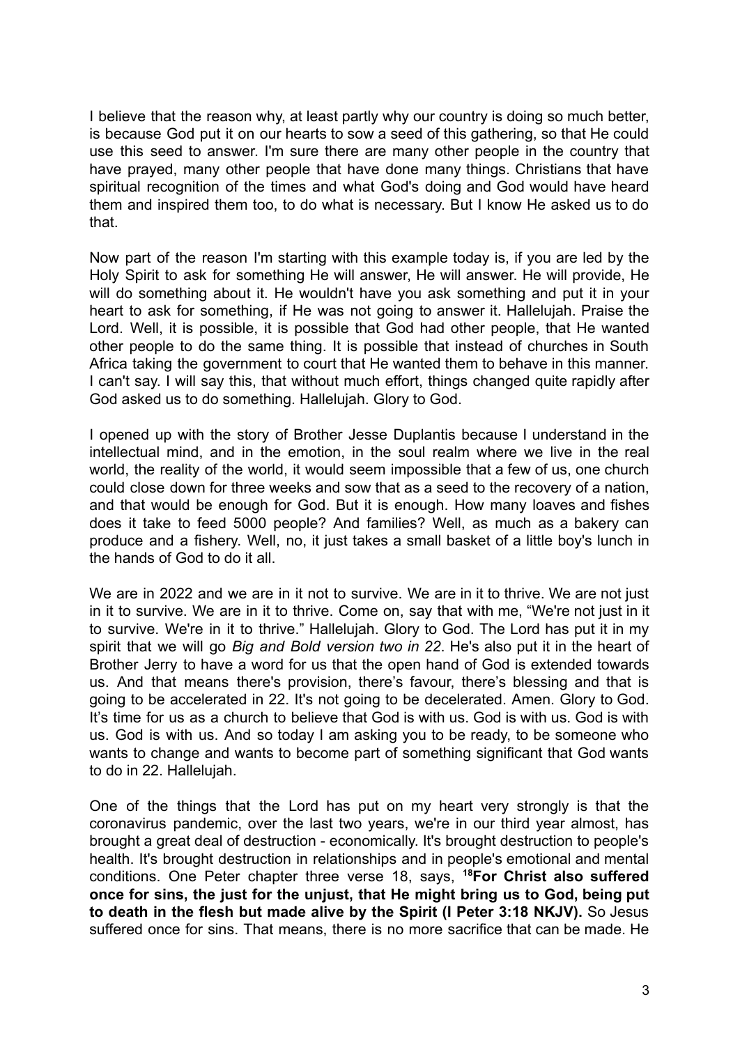I believe that the reason why, at least partly why our country is doing so much better, is because God put it on our hearts to sow a seed of this gathering, so that He could use this seed to answer. I'm sure there are many other people in the country that have prayed, many other people that have done many things. Christians that have spiritual recognition of the times and what God's doing and God would have heard them and inspired them too, to do what is necessary. But I know He asked us to do that.

Now part of the reason I'm starting with this example today is, if you are led by the Holy Spirit to ask for something He will answer, He will answer. He will provide, He will do something about it. He wouldn't have you ask something and put it in your heart to ask for something, if He was not going to answer it. Hallelujah. Praise the Lord. Well, it is possible, it is possible that God had other people, that He wanted other people to do the same thing. It is possible that instead of churches in South Africa taking the government to court that He wanted them to behave in this manner. I can't say. I will say this, that without much effort, things changed quite rapidly after God asked us to do something. Hallelujah. Glory to God.

I opened up with the story of Brother Jesse Duplantis because I understand in the intellectual mind, and in the emotion, in the soul realm where we live in the real world, the reality of the world, it would seem impossible that a few of us, one church could close down for three weeks and sow that as a seed to the recovery of a nation, and that would be enough for God. But it is enough. How many loaves and fishes does it take to feed 5000 people? And families? Well, as much as a bakery can produce and a fishery. Well, no, it just takes a small basket of a little boy's lunch in the hands of God to do it all.

We are in 2022 and we are in it not to survive. We are in it to thrive. We are not just in it to survive. We are in it to thrive. Come on, say that with me, "We're not just in it to survive. We're in it to thrive." Hallelujah. Glory to God. The Lord has put it in my spirit that we will go *Big and Bold version two in 22*. He's also put it in the heart of Brother Jerry to have a word for us that the open hand of God is extended towards us. And that means there's provision, there's favour, there's blessing and that is going to be accelerated in 22. It's not going to be decelerated. Amen. Glory to God. It's time for us as a church to believe that God is with us. God is with us. God is with us. God is with us. And so today I am asking you to be ready, to be someone who wants to change and wants to become part of something significant that God wants to do in 22. Hallelujah.

One of the things that the Lord has put on my heart very strongly is that the coronavirus pandemic, over the last two years, we're in our third year almost, has brought a great deal of destruction - economically. It's brought destruction to people's health. It's brought destruction in relationships and in people's emotional and mental conditions. One Peter chapter three verse 18, says, **[18]For Christ also suffered once for sins, the just for the unjust, that He might bring us to God, being put to death in the flesh but made alive by the Spirit (I Peter 3:18 NKJV).** So Jesus suffered once for sins. That means, there is no more sacrifice that can be made. He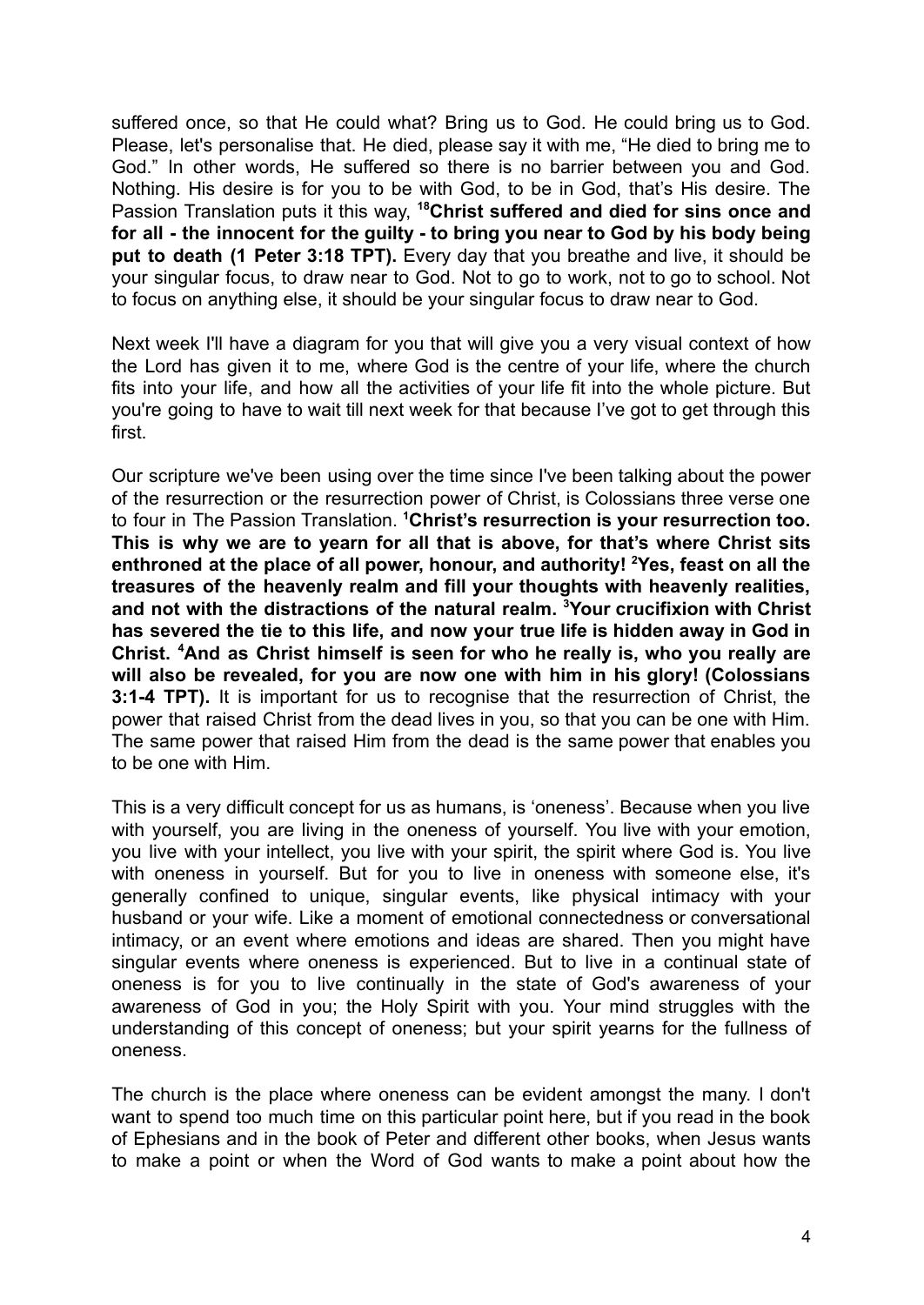suffered once, so that He could what? Bring us to God. He could bring us to God. Please, let's personalise that. He died, please say it with me, "He died to bring me to God." In other words, He suffered so there is no barrier between you and God. Nothing. His desire is for you to be with God, to be in God, that's His desire. The Passion Translation puts it this way, **[18]Christ suffered and died for sins once and for all - the innocent for the guilty - to bring you near to God by his body being put to death (1 Peter 3:18 TPT).** Every day that you breathe and live, it should be your singular focus, to draw near to God. Not to go to work, not to go to school. Not to focus on anything else, it should be your singular focus to draw near to God.

Next week I'll have a diagram for you that will give you a very visual context of how the Lord has given it to me, where God is the centre of your life, where the church fits into your life, and how all the activities of your life fit into the whole picture. But you're going to have to wait till next week for that because I've got to get through this first.

Our scripture we've been using over the time since I've been talking about the power of the resurrection or the resurrection power of Christ, is Colossians three verse one to four in The Passion Translation. **[1]Christ's resurrection is your resurrection too. This is why we are to yearn for all that is above, for that's where Christ sits enthroned at the place of all power, honour, and authority! [2]Yes, feast on all the treasures of the heavenly realm and fill your thoughts with heavenly realities, and not with the distractions of the natural realm. [3]Your crucifixion with Christ has severed the tie to this life, and now your true life is hidden away in God in Christ. [4]And as Christ himself is seen for who he really is, who you really are will also be revealed, for you are now one with him in his glory! (Colossians 3:1-4 TPT).** It is important for us to recognise that the resurrection of Christ, the power that raised Christ from the dead lives in you, so that you can be one with Him. The same power that raised Him from the dead is the same power that enables you to be one with Him.

This is a very difficult concept for us as humans, is 'oneness'. Because when you live with yourself, you are living in the oneness of yourself. You live with your emotion, you live with your intellect, you live with your spirit, the spirit where God is. You live with oneness in yourself. But for you to live in oneness with someone else, it's generally confined to unique, singular events, like physical intimacy with your husband or your wife. Like a moment of emotional connectedness or conversational intimacy, or an event where emotions and ideas are shared. Then you might have singular events where oneness is experienced. But to live in a continual state of oneness is for you to live continually in the state of God's awareness of your awareness of God in you; the Holy Spirit with you. Your mind struggles with the understanding of this concept of oneness; but your spirit yearns for the fullness of oneness.

The church is the place where oneness can be evident amongst the many. I don't want to spend too much time on this particular point here, but if you read in the book of Ephesians and in the book of Peter and different other books, when Jesus wants to make a point or when the Word of God wants to make a point about how the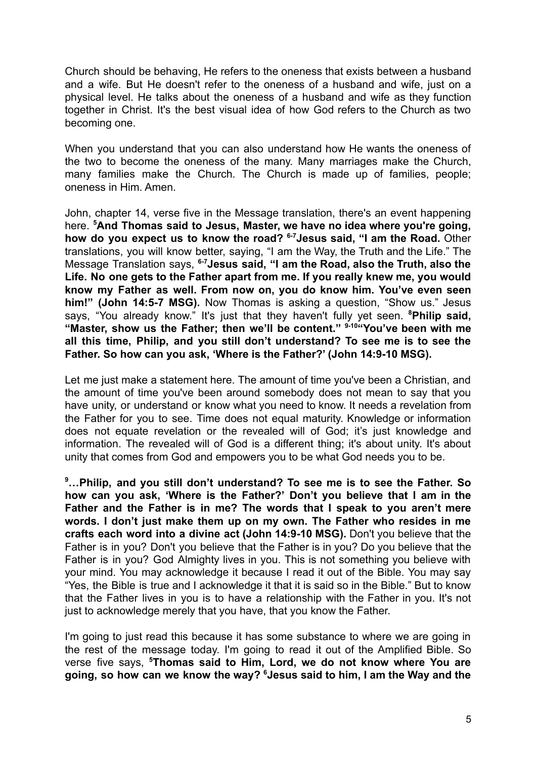Church should be behaving, He refers to the oneness that exists between a husband and a wife. But He doesn't refer to the oneness of a husband and wife, just on a physical level. He talks about the oneness of a husband and wife as they function together in Christ. It's the best visual idea of how God refers to the Church as two becoming one.

When you understand that you can also understand how He wants the oneness of the two to become the oneness of the many. Many marriages make the Church, many families make the Church. The Church is made up of families, people; oneness in Him. Amen.

John, chapter 14, verse five in the Message translation, there's an event happening here. [5]**And Thomas said to Jesus, Master, we have no idea where you're going, how do you expect us to know the road?** [6-7]**Jesus said, "I am the Road.** Other translations, you will know better, saying, "I am the Way, the Truth and the Life." The Message Translation says, [6-7]**Jesus said, "I am the Road, also the Truth, also the Life. No one gets to the Father apart from me. If you really knew me, you would know my Father as well. From now on, you do know him. You've even seen him!" (John 14:5-7 MSG).** Now Thomas is asking a question, "Show us." Jesus says, "You already know." It's just that they haven't fully yet seen. [8]**Philip said, "Master, show us the Father; then we'll be content."** [9-10]**"You've been with me all this time, Philip, and you still don't understand? To see me is to see the Father. So how can you ask, 'Where is the Father?' (John 14:9-10 MSG).**

Let me just make a statement here. The amount of time you've been a Christian, and the amount of time you've been around somebody does not mean to say that you have unity, or understand or know what you need to know. It needs a revelation from the Father for you to see. Time does not equal maturity. Knowledge or information does not equate revelation or the revealed will of God; it's just knowledge and information. The revealed will of God is a different thing; it's about unity. It's about unity that comes from God and empowers you to be what God needs you to be.

[9]**…Philip, and you still don't understand? To see me is to see the Father. So how can you ask, 'Where is the Father?' Don't you believe that I am in the Father and the Father is in me? The words that I speak to you aren't mere words. I don't just make them up on my own. The Father who resides in me crafts each word into a divine act (John 14:9-10 MSG).** Don't you believe that the Father is in you? Don't you believe that the Father is in you? Do you believe that the Father is in you? God Almighty lives in you. This is not something you believe with your mind. You may acknowledge it because I read it out of the Bible. You may say "Yes, the Bible is true and I acknowledge it that it is said so in the Bible." But to know that the Father lives in you is to have a relationship with the Father in you. It's not just to acknowledge merely that you have, that you know the Father.

I'm going to just read this because it has some substance to where we are going in the rest of the message today. I'm going to read it out of the Amplified Bible. So verse five says, [5]**Thomas said to Him, Lord, we do not know where You are going, so how can we know the way?** [6]**Jesus said to him, I am the Way and the**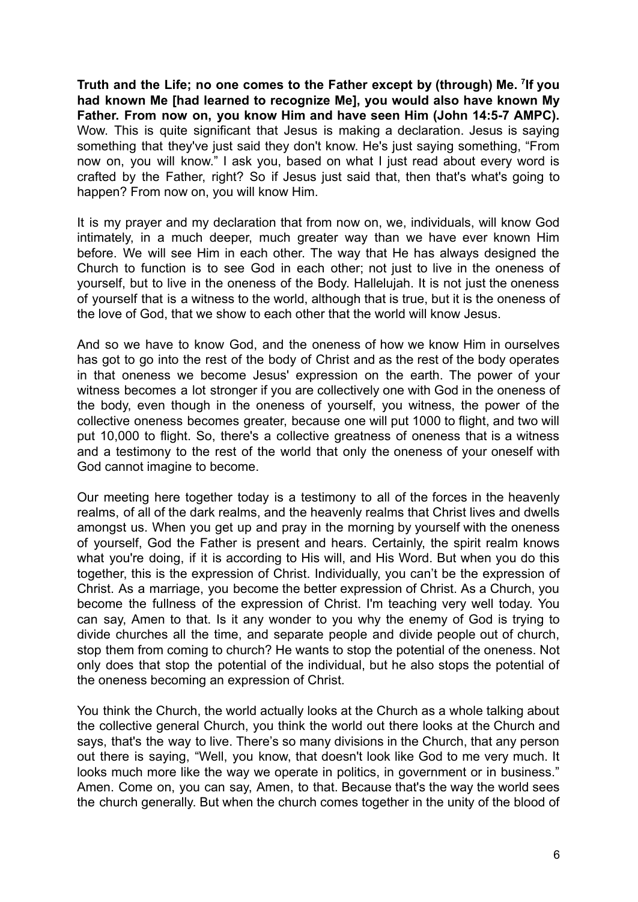**Truth and the Life; no one comes to the Father except by (through) Me. [7]If you had known Me [had learned to recognize Me], you would also have known My Father. From now on, you know Him and have seen Him (John 14:5-7 AMPC).** Wow. This is quite significant that Jesus is making a declaration. Jesus is saying something that they've just said they don't know. He's just saying something, "From now on, you will know." I ask you, based on what I just read about every word is crafted by the Father, right? So if Jesus just said that, then that's what's going to happen? From now on, you will know Him.

It is my prayer and my declaration that from now on, we, individuals, will know God intimately, in a much deeper, much greater way than we have ever known Him before. We will see Him in each other. The way that He has always designed the Church to function is to see God in each other; not just to live in the oneness of yourself, but to live in the oneness of the Body. Hallelujah. It is not just the oneness of yourself that is a witness to the world, although that is true, but it is the oneness of the love of God, that we show to each other that the world will know Jesus.

And so we have to know God, and the oneness of how we know Him in ourselves has got to go into the rest of the body of Christ and as the rest of the body operates in that oneness we become Jesus' expression on the earth. The power of your witness becomes a lot stronger if you are collectively one with God in the oneness of the body, even though in the oneness of yourself, you witness, the power of the collective oneness becomes greater, because one will put 1000 to flight, and two will put 10,000 to flight. So, there's a collective greatness of oneness that is a witness and a testimony to the rest of the world that only the oneness of your oneself with God cannot imagine to become.

Our meeting here together today is a testimony to all of the forces in the heavenly realms, of all of the dark realms, and the heavenly realms that Christ lives and dwells amongst us. When you get up and pray in the morning by yourself with the oneness of yourself, God the Father is present and hears. Certainly, the spirit realm knows what you're doing, if it is according to His will, and His Word. But when you do this together, this is the expression of Christ. Individually, you can't be the expression of Christ. As a marriage, you become the better expression of Christ. As a Church, you become the fullness of the expression of Christ. I'm teaching very well today. You can say, Amen to that. Is it any wonder to you why the enemy of God is trying to divide churches all the time, and separate people and divide people out of church, stop them from coming to church? He wants to stop the potential of the oneness. Not only does that stop the potential of the individual, but he also stops the potential of the oneness becoming an expression of Christ.

You think the Church, the world actually looks at the Church as a whole talking about the collective general Church, you think the world out there looks at the Church and says, that's the way to live. There's so many divisions in the Church, that any person out there is saying, "Well, you know, that doesn't look like God to me very much. It looks much more like the way we operate in politics, in government or in business." Amen. Come on, you can say, Amen, to that. Because that's the way the world sees the church generally. But when the church comes together in the unity of the blood of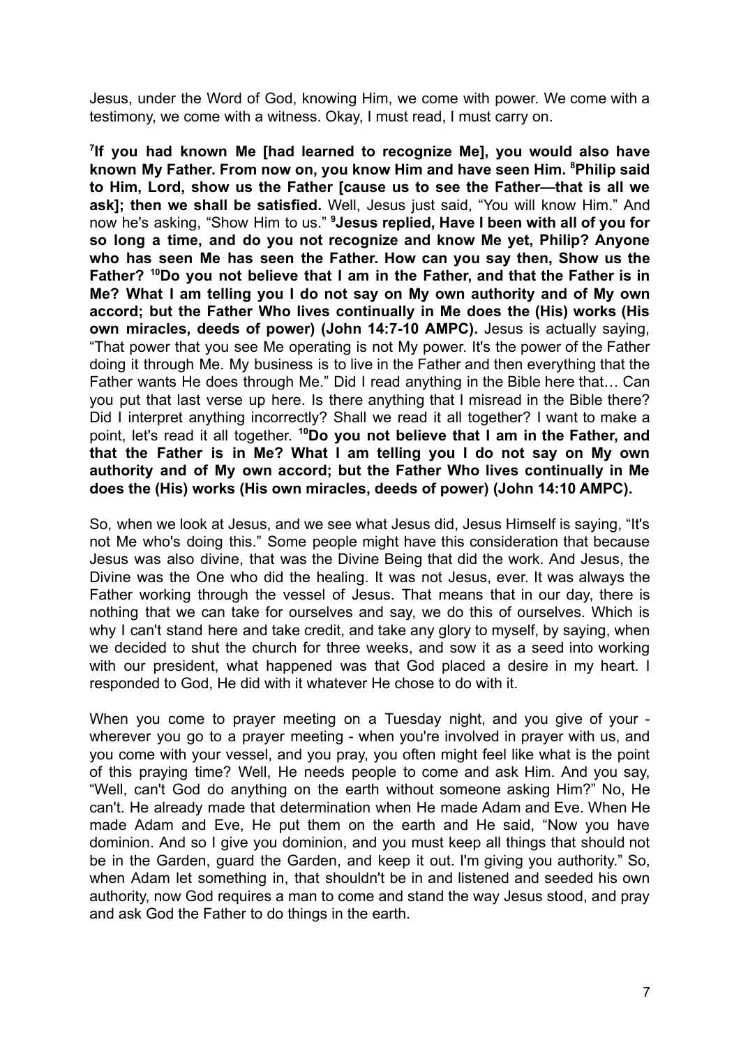Jesus, under the Word of God, knowing Him, we come with power. We come with a testimony, we come with a witness. Okay, I must read, I must carry on.

**[7]If you had known Me [had learned to recognize Me], you would also have known My Father. From now on, you know Him and have seen Him. [8]Philip said to Him, Lord, show us the Father [cause us to see the Father—that is all we ask]; then we shall be satisfied.** Well, Jesus just said, "You will know Him." And now he's asking, "Show Him to us." **[9]Jesus replied, Have I been with all of you for so long a time, and do you not recognize and know Me yet, Philip? Anyone who has seen Me has seen the Father. How can you say then, Show us the Father? [10]Do you not believe that I am in the Father, and that the Father is in Me? What I am telling you I do not say on My own authority and of My own accord; but the Father Who lives continually in Me does the (His) works (His own miracles, deeds of power) (John 14:7-10 AMPC).** Jesus is actually saying, "That power that you see Me operating is not My power. It's the power of the Father doing it through Me. My business is to live in the Father and then everything that the Father wants He does through Me." Did I read anything in the Bible here that… Can you put that last verse up here. Is there anything that I misread in the Bible there? Did I interpret anything incorrectly? Shall we read it all together? I want to make a point, let's read it all together. **[10]Do you not believe that I am in the Father, and that the Father is in Me? What I am telling you I do not say on My own authority and of My own accord; but the Father Who lives continually in Me does the (His) works (His own miracles, deeds of power) (John 14:10 AMPC).**

So, when we look at Jesus, and we see what Jesus did, Jesus Himself is saying, "It's not Me who's doing this." Some people might have this consideration that because Jesus was also divine, that was the Divine Being that did the work. And Jesus, the Divine was the One who did the healing. It was not Jesus, ever. It was always the Father working through the vessel of Jesus. That means that in our day, there is nothing that we can take for ourselves and say, we do this of ourselves. Which is why I can't stand here and take credit, and take any glory to myself, by saying, when we decided to shut the church for three weeks, and sow it as a seed into working with our president, what happened was that God placed a desire in my heart. I responded to God, He did with it whatever He chose to do with it.

When you come to prayer meeting on a Tuesday night, and you give of your - wherever you go to a prayer meeting - when you're involved in prayer with us, and you come with your vessel, and you pray, you often might feel like what is the point of this praying time? Well, He needs people to come and ask Him. And you say, "Well, can't God do anything on the earth without someone asking Him?" No, He can't. He already made that determination when He made Adam and Eve. When He made Adam and Eve, He put them on the earth and He said, "Now you have dominion. And so I give you dominion, and you must keep all things that should not be in the Garden, guard the Garden, and keep it out. I'm giving you authority." So, when Adam let something in, that shouldn't be in and listened and seeded his own authority, now God requires a man to come and stand the way Jesus stood, and pray and ask God the Father to do things in the earth.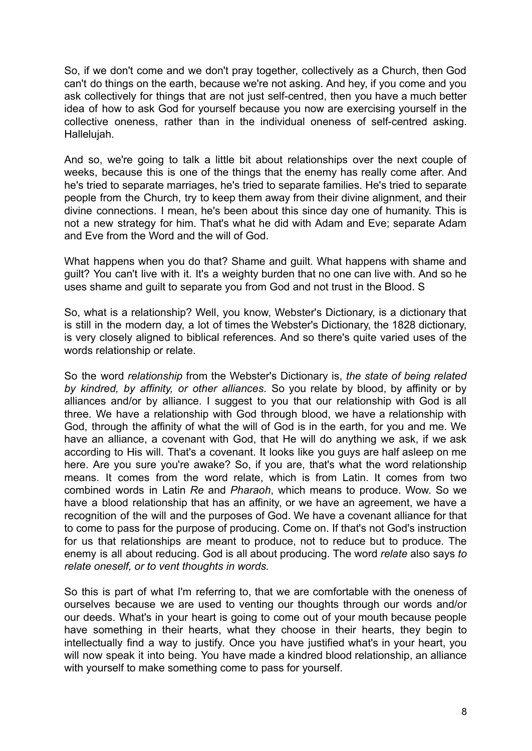So, if we don't come and we don't pray together, collectively as a Church, then God can't do things on the earth, because we're not asking. And hey, if you come and you ask collectively for things that are not just self-centred, then you have a much better idea of how to ask God for yourself because you now are exercising yourself in the collective oneness, rather than in the individual oneness of self-centred asking. Hallelujah.

And so, we're going to talk a little bit about relationships over the next couple of weeks, because this is one of the things that the enemy has really come after. And he's tried to separate marriages, he's tried to separate families. He's tried to separate people from the Church, try to keep them away from their divine alignment, and their divine connections. I mean, he's been about this since day one of humanity. This is not a new strategy for him. That's what he did with Adam and Eve; separate Adam and Eve from the Word and the will of God.

What happens when you do that? Shame and guilt. What happens with shame and guilt? You can't live with it. It's a weighty burden that no one can live with. And so he uses shame and guilt to separate you from God and not trust in the Blood. S

So, what is a relationship? Well, you know, Webster's Dictionary, is a dictionary that is still in the modern day, a lot of times the Webster's Dictionary, the 1828 dictionary, is very closely aligned to biblical references. And so there's quite varied uses of the words relationship or relate.

So the word *relationship* from the Webster's Dictionary is, *the state of being related by kindred, by affinity, or other alliances*. So you relate by blood, by affinity or by alliances and/or by alliance. I suggest to you that our relationship with God is all three. We have a relationship with God through blood, we have a relationship with God, through the affinity of what the will of God is in the earth, for you and me. We have an alliance, a covenant with God, that He will do anything we ask, if we ask according to His will. That's a covenant. It looks like you guys are half asleep on me here. Are you sure you're awake? So, if you are, that's what the word relationship means. It comes from the word relate, which is from Latin. It comes from two combined words in Latin *Re* and *Pharaoh*, which means to produce. Wow. So we have a blood relationship that has an affinity, or we have an agreement, we have a recognition of the will and the purposes of God. We have a covenant alliance for that to come to pass for the purpose of producing. Come on. If that's not God's instruction for us that relationships are meant to produce, not to reduce but to produce. The enemy is all about reducing. God is all about producing. The word *relate* also says *to relate oneself, or to vent thoughts in words.*

So this is part of what I'm referring to, that we are comfortable with the oneness of ourselves because we are used to venting our thoughts through our words and/or our deeds. What's in your heart is going to come out of your mouth because people have something in their hearts, what they choose in their hearts, they begin to intellectually find a way to justify. Once you have justified what's in your heart, you will now speak it into being. You have made a kindred blood relationship, an alliance with yourself to make something come to pass for yourself.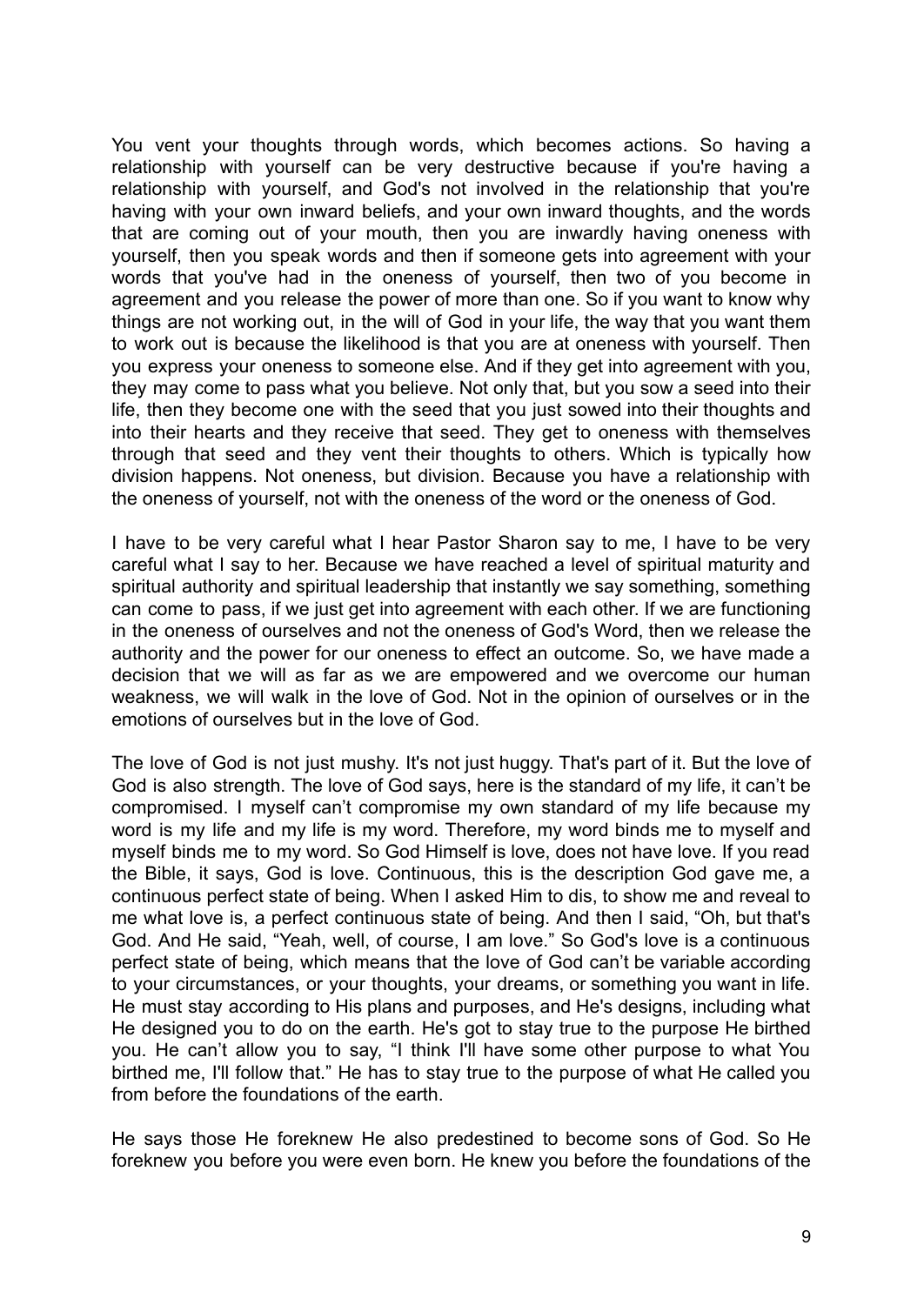You vent your thoughts through words, which becomes actions. So having a relationship with yourself can be very destructive because if you're having a relationship with yourself, and God's not involved in the relationship that you're having with your own inward beliefs, and your own inward thoughts, and the words that are coming out of your mouth, then you are inwardly having oneness with yourself, then you speak words and then if someone gets into agreement with your words that you've had in the oneness of yourself, then two of you become in agreement and you release the power of more than one. So if you want to know why things are not working out, in the will of God in your life, the way that you want them to work out is because the likelihood is that you are at oneness with yourself. Then you express your oneness to someone else. And if they get into agreement with you, they may come to pass what you believe. Not only that, but you sow a seed into their life, then they become one with the seed that you just sowed into their thoughts and into their hearts and they receive that seed. They get to oneness with themselves through that seed and they vent their thoughts to others. Which is typically how division happens. Not oneness, but division. Because you have a relationship with the oneness of yourself, not with the oneness of the word or the oneness of God.

I have to be very careful what I hear Pastor Sharon say to me, I have to be very careful what I say to her. Because we have reached a level of spiritual maturity and spiritual authority and spiritual leadership that instantly we say something, something can come to pass, if we just get into agreement with each other. If we are functioning in the oneness of ourselves and not the oneness of God's Word, then we release the authority and the power for our oneness to effect an outcome. So, we have made a decision that we will as far as we are empowered and we overcome our human weakness, we will walk in the love of God. Not in the opinion of ourselves or in the emotions of ourselves but in the love of God.

The love of God is not just mushy. It's not just huggy. That's part of it. But the love of God is also strength. The love of God says, here is the standard of my life, it can't be compromised. I myself can't compromise my own standard of my life because my word is my life and my life is my word. Therefore, my word binds me to myself and myself binds me to my word. So God Himself is love, does not have love. If you read the Bible, it says, God is love. Continuous, this is the description God gave me, a continuous perfect state of being. When I asked Him to dis, to show me and reveal to me what love is, a perfect continuous state of being. And then I said, "Oh, but that's God. And He said, "Yeah, well, of course, I am love." So God's love is a continuous perfect state of being, which means that the love of God can't be variable according to your circumstances, or your thoughts, your dreams, or something you want in life. He must stay according to His plans and purposes, and He's designs, including what He designed you to do on the earth. He's got to stay true to the purpose He birthed you. He can't allow you to say, "I think I'll have some other purpose to what You birthed me, I'll follow that." He has to stay true to the purpose of what He called you from before the foundations of the earth.

He says those He foreknew He also predestined to become sons of God. So He foreknew you before you were even born. He knew you before the foundations of the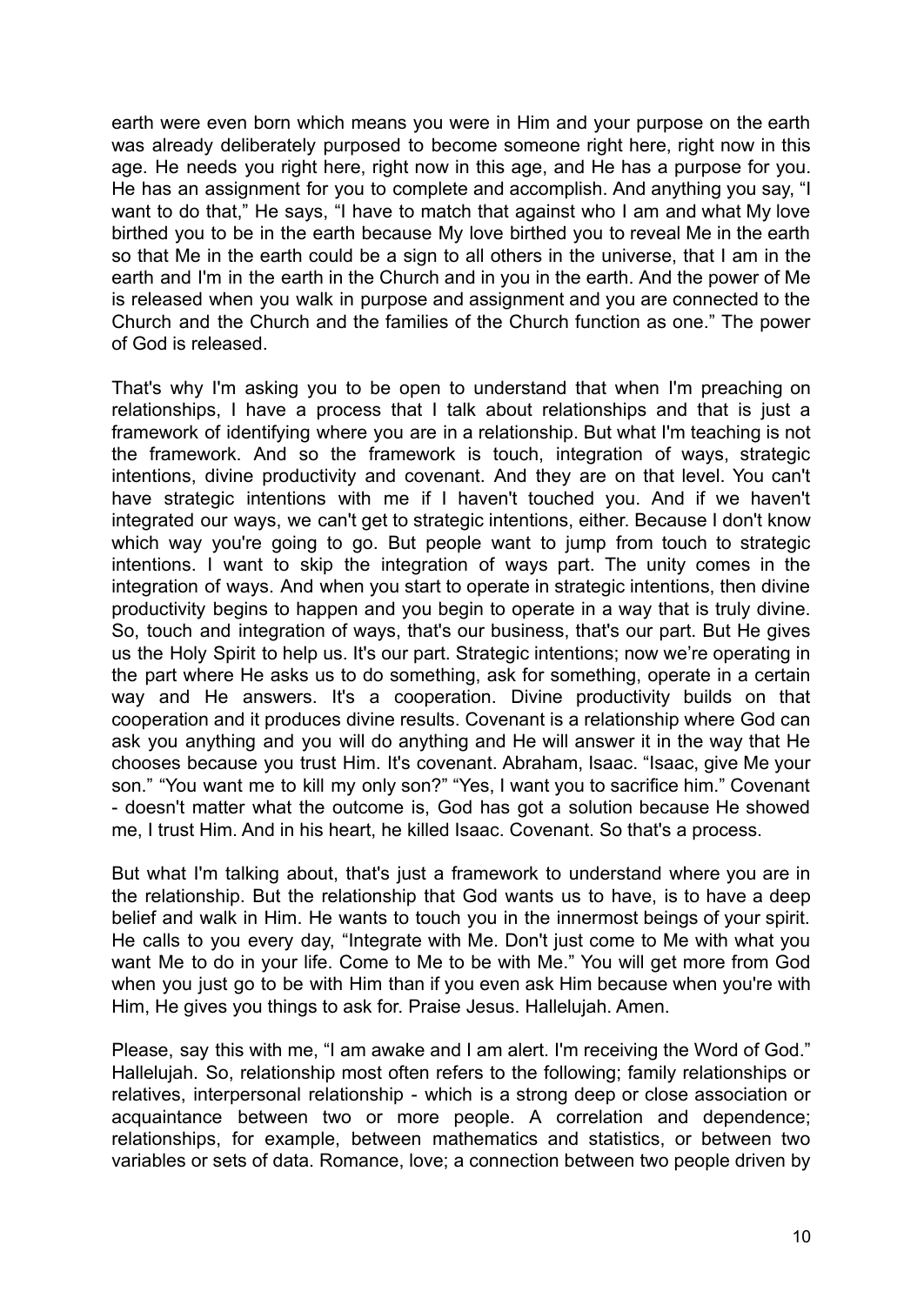earth were even born which means you were in Him and your purpose on the earth was already deliberately purposed to become someone right here, right now in this age. He needs you right here, right now in this age, and He has a purpose for you. He has an assignment for you to complete and accomplish. And anything you say, "I want to do that," He says, "I have to match that against who I am and what My love birthed you to be in the earth because My love birthed you to reveal Me in the earth so that Me in the earth could be a sign to all others in the universe, that I am in the earth and I'm in the earth in the Church and in you in the earth. And the power of Me is released when you walk in purpose and assignment and you are connected to the Church and the Church and the families of the Church function as one." The power of God is released.

That's why I'm asking you to be open to understand that when I'm preaching on relationships, I have a process that I talk about relationships and that is just a framework of identifying where you are in a relationship. But what I'm teaching is not the framework. And so the framework is touch, integration of ways, strategic intentions, divine productivity and covenant. And they are on that level. You can't have strategic intentions with me if I haven't touched you. And if we haven't integrated our ways, we can't get to strategic intentions, either. Because I don't know which way you're going to go. But people want to jump from touch to strategic intentions. I want to skip the integration of ways part. The unity comes in the integration of ways. And when you start to operate in strategic intentions, then divine productivity begins to happen and you begin to operate in a way that is truly divine. So, touch and integration of ways, that's our business, that's our part. But He gives us the Holy Spirit to help us. It's our part. Strategic intentions; now we're operating in the part where He asks us to do something, ask for something, operate in a certain way and He answers. It's a cooperation. Divine productivity builds on that cooperation and it produces divine results. Covenant is a relationship where God can ask you anything and you will do anything and He will answer it in the way that He chooses because you trust Him. It's covenant. Abraham, Isaac. "Isaac, give Me your son." "You want me to kill my only son?" "Yes, I want you to sacrifice him." Covenant - doesn't matter what the outcome is, God has got a solution because He showed me, I trust Him. And in his heart, he killed Isaac. Covenant. So that's a process.

But what I'm talking about, that's just a framework to understand where you are in the relationship. But the relationship that God wants us to have, is to have a deep belief and walk in Him. He wants to touch you in the innermost beings of your spirit. He calls to you every day, "Integrate with Me. Don't just come to Me with what you want Me to do in your life. Come to Me to be with Me." You will get more from God when you just go to be with Him than if you even ask Him because when you're with Him, He gives you things to ask for. Praise Jesus. Hallelujah. Amen.

Please, say this with me, "I am awake and I am alert. I'm receiving the Word of God." Hallelujah. So, relationship most often refers to the following; family relationships or relatives, interpersonal relationship - which is a strong deep or close association or acquaintance between two or more people. A correlation and dependence; relationships, for example, between mathematics and statistics, or between two variables or sets of data. Romance, love; a connection between two people driven by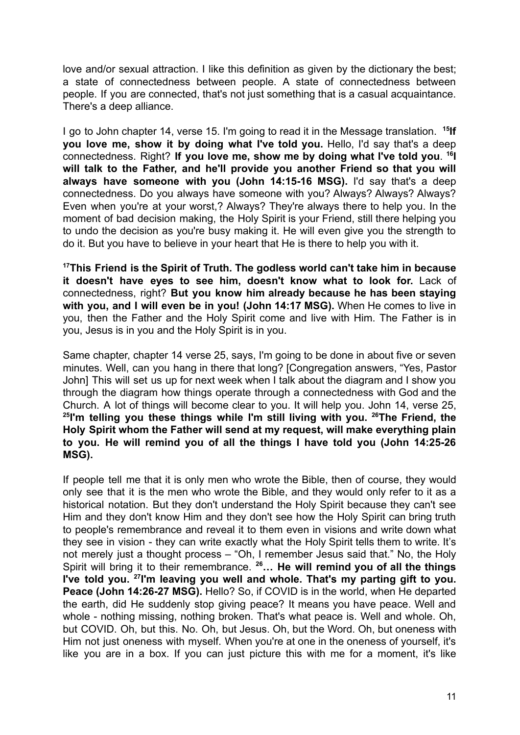love and/or sexual attraction. I like this definition as given by the dictionary the best; a state of connectedness between people. A state of connectedness between people. If you are connected, that's not just something that is a casual acquaintance. There's a deep alliance.

I go to John chapter 14, verse 15. I'm going to read it in the Message translation. **[15]If you love me, show it by doing what I've told you.** Hello, I'd say that's a deep connectedness. Right? **If you love me, show me by doing what I've told you**. **[16]I will talk to the Father, and he'll provide you another Friend so that you will always have someone with you (John 14:15-16 MSG).** I'd say that's a deep connectedness. Do you always have someone with you? Always? Always? Always? Even when you're at your worst,? Always? They're always there to help you. In the moment of bad decision making, the Holy Spirit is your Friend, still there helping you to undo the decision as you're busy making it. He will even give you the strength to do it. But you have to believe in your heart that He is there to help you with it.

**[17]This Friend is the Spirit of Truth. The godless world can't take him in because it doesn't have eyes to see him, doesn't know what to look for.** Lack of connectedness, right? **But you know him already because he has been staying with you, and I will even be in you! (John 14:17 MSG).** When He comes to live in you, then the Father and the Holy Spirit come and live with Him. The Father is in you, Jesus is in you and the Holy Spirit is in you.

Same chapter, chapter 14 verse 25, says, I'm going to be done in about five or seven minutes. Well, can you hang in there that long? [Congregation answers, "Yes, Pastor John] This will set us up for next week when I talk about the diagram and I show you through the diagram how things operate through a connectedness with God and the Church. A lot of things will become clear to you. It will help you. John 14, verse 25, **[25]I'm telling you these things while I'm still living with you. [26]The Friend, the Holy Spirit whom the Father will send at my request, will make everything plain to you. He will remind you of all the things I have told you (John 14:25-26 MSG).**

If people tell me that it is only men who wrote the Bible, then of course, they would only see that it is the men who wrote the Bible, and they would only refer to it as a historical notation. But they don't understand the Holy Spirit because they can't see Him and they don't know Him and they don't see how the Holy Spirit can bring truth to people's remembrance and reveal it to them even in visions and write down what they see in vision - they can write exactly what the Holy Spirit tells them to write. It's not merely just a thought process – "Oh, I remember Jesus said that." No, the Holy Spirit will bring it to their remembrance. **[26]… He will remind you of all the things I've told you. [27]I'm leaving you well and whole. That's my parting gift to you. Peace (John 14:26-27 MSG).** Hello? So, if COVID is in the world, when He departed the earth, did He suddenly stop giving peace? It means you have peace. Well and whole - nothing missing, nothing broken. That's what peace is. Well and whole. Oh, but COVID. Oh, but this. No. Oh, but Jesus. Oh, but the Word. Oh, but oneness with Him not just oneness with myself. When you're at one in the oneness of yourself, it's like you are in a box. If you can just picture this with me for a moment, it's like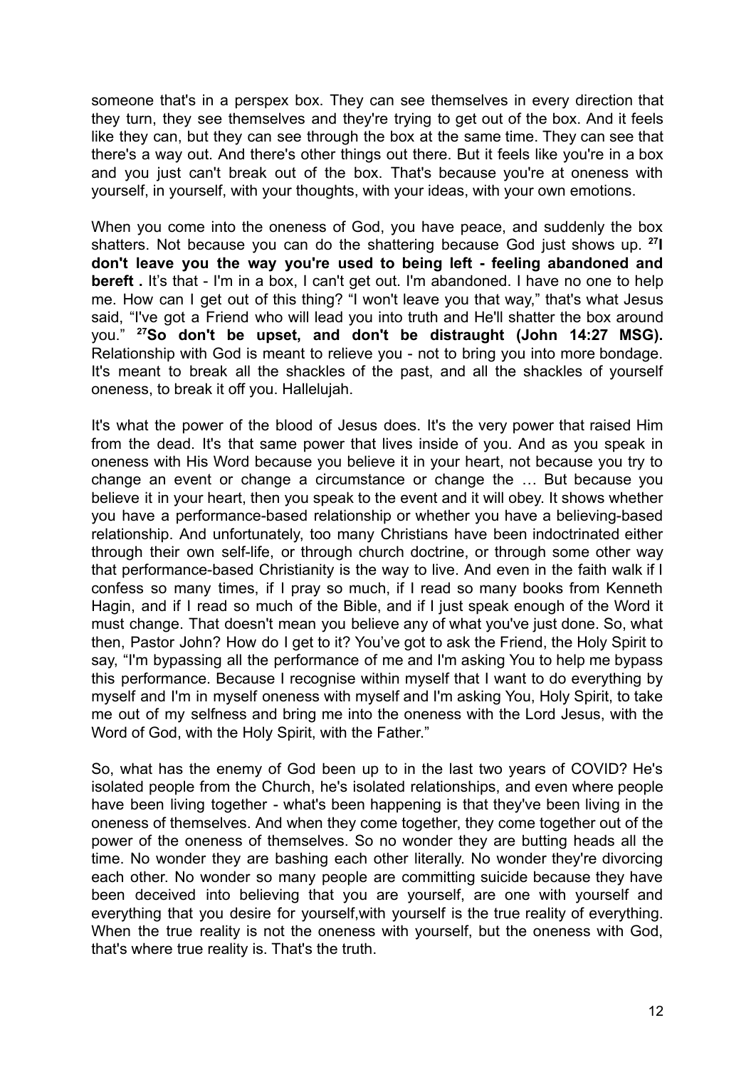someone that's in a perspex box. They can see themselves in every direction that they turn, they see themselves and they're trying to get out of the box. And it feels like they can, but they can see through the box at the same time. They can see that there's a way out. And there's other things out there. But it feels like you're in a box and you just can't break out of the box. That's because you're at oneness with yourself, in yourself, with your thoughts, with your ideas, with your own emotions.

When you come into the oneness of God, you have peace, and suddenly the box shatters. Not because you can do the shattering because God just shows up. **[27]I don't leave you the way you're used to being left - feeling abandoned and bereft .** It's that - I'm in a box, I can't get out. I'm abandoned. I have no one to help me. How can I get out of this thing? "I won't leave you that way," that's what Jesus said, "I've got a Friend who will lead you into truth and He'll shatter the box around you." **[27]So don't be upset, and don't be distraught (John 14:27 MSG).** Relationship with God is meant to relieve you - not to bring you into more bondage. It's meant to break all the shackles of the past, and all the shackles of yourself oneness, to break it off you. Hallelujah.

It's what the power of the blood of Jesus does. It's the very power that raised Him from the dead. It's that same power that lives inside of you. And as you speak in oneness with His Word because you believe it in your heart, not because you try to change an event or change a circumstance or change the … But because you believe it in your heart, then you speak to the event and it will obey. It shows whether you have a performance-based relationship or whether you have a believing-based relationship. And unfortunately, too many Christians have been indoctrinated either through their own self-life, or through church doctrine, or through some other way that performance-based Christianity is the way to live. And even in the faith walk if I confess so many times, if I pray so much, if I read so many books from Kenneth Hagin, and if I read so much of the Bible, and if I just speak enough of the Word it must change. That doesn't mean you believe any of what you've just done. So, what then, Pastor John? How do I get to it? You've got to ask the Friend, the Holy Spirit to say, "I'm bypassing all the performance of me and I'm asking You to help me bypass this performance. Because I recognise within myself that I want to do everything by myself and I'm in myself oneness with myself and I'm asking You, Holy Spirit, to take me out of my selfness and bring me into the oneness with the Lord Jesus, with the Word of God, with the Holy Spirit, with the Father."

So, what has the enemy of God been up to in the last two years of COVID? He's isolated people from the Church, he's isolated relationships, and even where people have been living together - what's been happening is that they've been living in the oneness of themselves. And when they come together, they come together out of the power of the oneness of themselves. So no wonder they are butting heads all the time. No wonder they are bashing each other literally. No wonder they're divorcing each other. No wonder so many people are committing suicide because they have been deceived into believing that you are yourself, are one with yourself and everything that you desire for yourself,with yourself is the true reality of everything. When the true reality is not the oneness with yourself, but the oneness with God, that's where true reality is. That's the truth.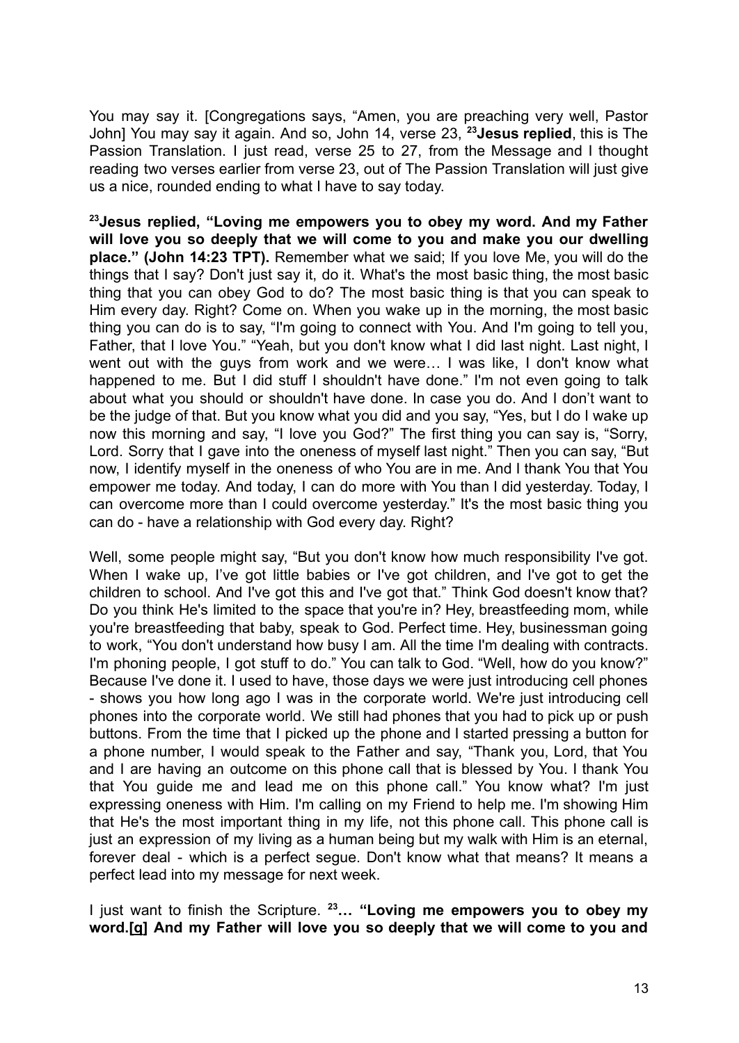You may say it. [Congregations says, "Amen, you are preaching very well, Pastor John] You may say it again. And so, John 14, verse 23, [23]**Jesus replied**, this is The Passion Translation. I just read, verse 25 to 27, from the Message and I thought reading two verses earlier from verse 23, out of The Passion Translation will just give us a nice, rounded ending to what I have to say today.

**[23]Jesus replied, "Loving me empowers you to obey my word. And my Father will love you so deeply that we will come to you and make you our dwelling place." (John 14:23 TPT).** Remember what we said; If you love Me, you will do the things that I say? Don't just say it, do it. What's the most basic thing, the most basic thing that you can obey God to do? The most basic thing is that you can speak to Him every day. Right? Come on. When you wake up in the morning, the most basic thing you can do is to say, "I'm going to connect with You. And I'm going to tell you, Father, that I love You." "Yeah, but you don't know what I did last night. Last night, I went out with the guys from work and we were… I was like, I don't know what happened to me. But I did stuff I shouldn't have done." I'm not even going to talk about what you should or shouldn't have done. In case you do. And I don't want to be the judge of that. But you know what you did and you say, "Yes, but I do I wake up now this morning and say, "I love you God?" The first thing you can say is, "Sorry, Lord. Sorry that I gave into the oneness of myself last night." Then you can say, "But now, I identify myself in the oneness of who You are in me. And I thank You that You empower me today. And today, I can do more with You than I did yesterday. Today, I can overcome more than I could overcome yesterday." It's the most basic thing you can do - have a relationship with God every day. Right?

Well, some people might say, "But you don't know how much responsibility I've got. When I wake up, I've got little babies or I've got children, and I've got to get the children to school. And I've got this and I've got that." Think God doesn't know that? Do you think He's limited to the space that you're in? Hey, breastfeeding mom, while you're breastfeeding that baby, speak to God. Perfect time. Hey, businessman going to work, "You don't understand how busy I am. All the time I'm dealing with contracts. I'm phoning people, I got stuff to do." You can talk to God. "Well, how do you know?" Because I've done it. I used to have, those days we were just introducing cell phones - shows you how long ago I was in the corporate world. We're just introducing cell phones into the corporate world. We still had phones that you had to pick up or push buttons. From the time that I picked up the phone and I started pressing a button for a phone number, I would speak to the Father and say, "Thank you, Lord, that You and I are having an outcome on this phone call that is blessed by You. I thank You that You guide me and lead me on this phone call." You know what? I'm just expressing oneness with Him. I'm calling on my Friend to help me. I'm showing Him that He's the most important thing in my life, not this phone call. This phone call is just an expression of my living as a human being but my walk with Him is an eternal, forever deal - which is a perfect segue. Don't know what that means? It means a perfect lead into my message for next week.

I just want to finish the Scripture. **[23]… "Loving me empowers you to obey my word.[q] And my Father will love you so deeply that we will come to you and**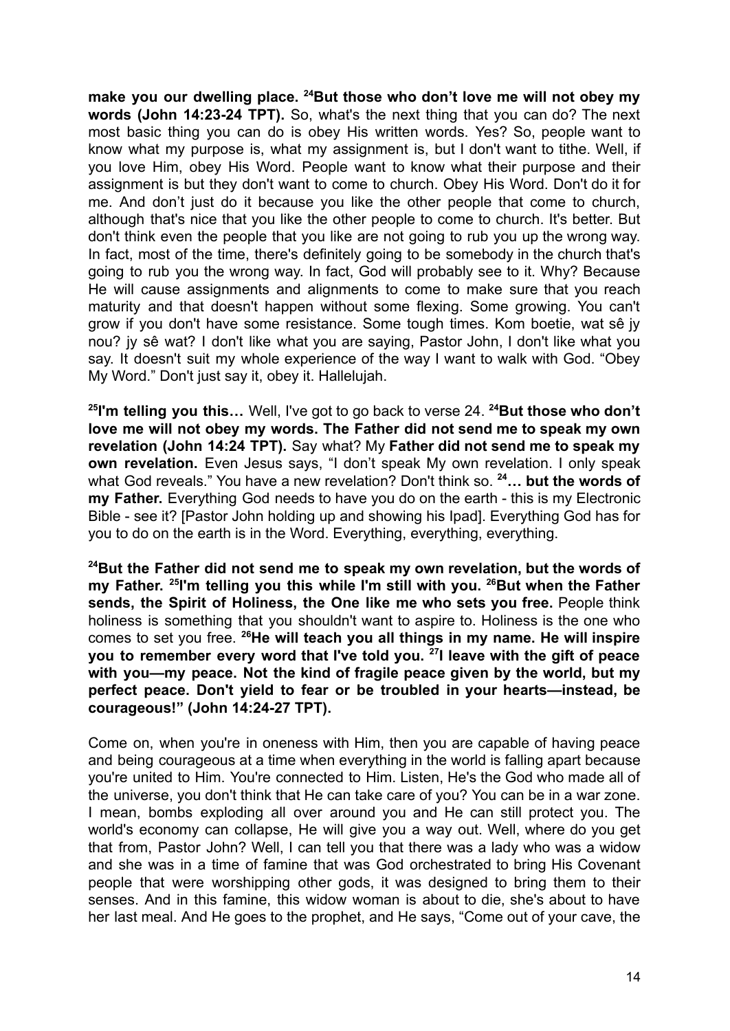**make you our dwelling place. [24]But those who don't love me will not obey my words (John 14:23-24 TPT).** So, what's the next thing that you can do? The next most basic thing you can do is obey His written words. Yes? So, people want to know what my purpose is, what my assignment is, but I don't want to tithe. Well, if you love Him, obey His Word. People want to know what their purpose and their assignment is but they don't want to come to church. Obey His Word. Don't do it for me. And don't just do it because you like the other people that come to church, although that's nice that you like the other people to come to church. It's better. But don't think even the people that you like are not going to rub you up the wrong way. In fact, most of the time, there's definitely going to be somebody in the church that's going to rub you the wrong way. In fact, God will probably see to it. Why? Because He will cause assignments and alignments to come to make sure that you reach maturity and that doesn't happen without some flexing. Some growing. You can't grow if you don't have some resistance. Some tough times. Kom boetie, wat sê jy nou? jy sê wat? I don't like what you are saying, Pastor John, I don't like what you say. It doesn't suit my whole experience of the way I want to walk with God. "Obey My Word." Don't just say it, obey it. Hallelujah.

**[25]I'm telling you this…** Well, I've got to go back to verse 24. **[24]But those who don't love me will not obey my words. The Father did not send me to speak my own revelation (John 14:24 TPT).** Say what? My **Father did not send me to speak my own revelation.** Even Jesus says, "I don't speak My own revelation. I only speak what God reveals." You have a new revelation? Don't think so. **[24]… but the words of my Father.** Everything God needs to have you do on the earth - this is my Electronic Bible - see it? [Pastor John holding up and showing his Ipad]. Everything God has for you to do on the earth is in the Word. Everything, everything, everything.

**[24]But the Father did not send me to speak my own revelation, but the words of my Father. [25]I'm telling you this while I'm still with you. [26]But when the Father sends, the Spirit of Holiness, the One like me who sets you free.** People think holiness is something that you shouldn't want to aspire to. Holiness is the one who comes to set you free. **[26]He will teach you all things in my name. He will inspire you to remember every word that I've told you. [27]I leave with the gift of peace with you—my peace. Not the kind of fragile peace given by the world, but my perfect peace. Don't yield to fear or be troubled in your hearts—instead, be courageous!" (John 14:24-27 TPT).**

Come on, when you're in oneness with Him, then you are capable of having peace and being courageous at a time when everything in the world is falling apart because you're united to Him. You're connected to Him. Listen, He's the God who made all of the universe, you don't think that He can take care of you? You can be in a war zone. I mean, bombs exploding all over around you and He can still protect you. The world's economy can collapse, He will give you a way out. Well, where do you get that from, Pastor John? Well, I can tell you that there was a lady who was a widow and she was in a time of famine that was God orchestrated to bring His Covenant people that were worshipping other gods, it was designed to bring them to their senses. And in this famine, this widow woman is about to die, she's about to have her last meal. And He goes to the prophet, and He says, "Come out of your cave, the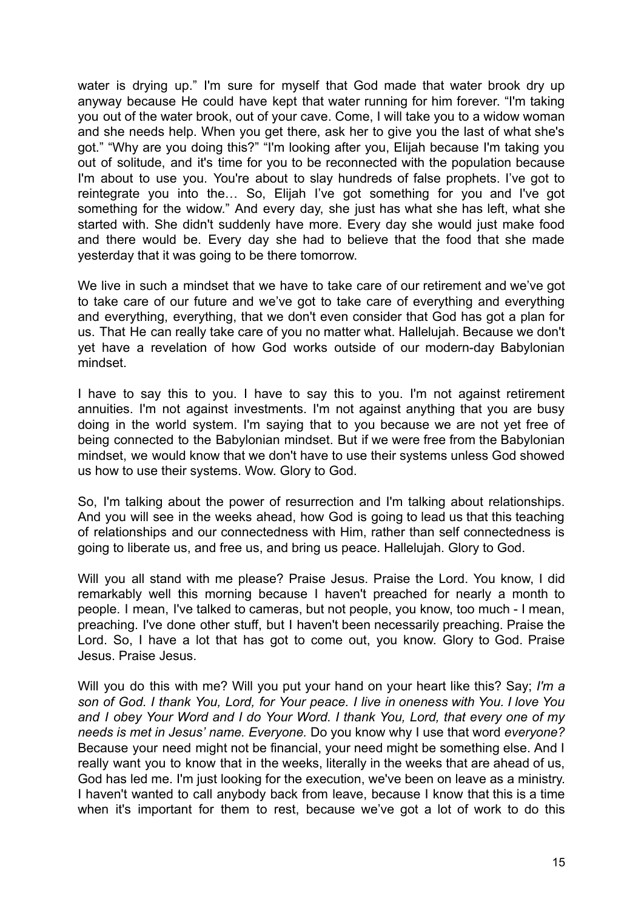water is drying up." I'm sure for myself that God made that water brook dry up anyway because He could have kept that water running for him forever. "I'm taking you out of the water brook, out of your cave. Come, I will take you to a widow woman and she needs help. When you get there, ask her to give you the last of what she's got." "Why are you doing this?" "I'm looking after you, Elijah because I'm taking you out of solitude, and it's time for you to be reconnected with the population because I'm about to use you. You're about to slay hundreds of false prophets. I've got to reintegrate you into the… So, Elijah I've got something for you and I've got something for the widow." And every day, she just has what she has left, what she started with. She didn't suddenly have more. Every day she would just make food and there would be. Every day she had to believe that the food that she made yesterday that it was going to be there tomorrow.

We live in such a mindset that we have to take care of our retirement and we've got to take care of our future and we've got to take care of everything and everything and everything, everything, that we don't even consider that God has got a plan for us. That He can really take care of you no matter what. Hallelujah. Because we don't yet have a revelation of how God works outside of our modern-day Babylonian mindset.

I have to say this to you. I have to say this to you. I'm not against retirement annuities. I'm not against investments. I'm not against anything that you are busy doing in the world system. I'm saying that to you because we are not yet free of being connected to the Babylonian mindset. But if we were free from the Babylonian mindset, we would know that we don't have to use their systems unless God showed us how to use their systems. Wow. Glory to God.

So, I'm talking about the power of resurrection and I'm talking about relationships. And you will see in the weeks ahead, how God is going to lead us that this teaching of relationships and our connectedness with Him, rather than self connectedness is going to liberate us, and free us, and bring us peace. Hallelujah. Glory to God.

Will you all stand with me please? Praise Jesus. Praise the Lord. You know, I did remarkably well this morning because I haven't preached for nearly a month to people. I mean, I've talked to cameras, but not people, you know, too much - I mean, preaching. I've done other stuff, but I haven't been necessarily preaching. Praise the Lord. So, I have a lot that has got to come out, you know. Glory to God. Praise Jesus. Praise Jesus.

Will you do this with me? Will you put your hand on your heart like this? Say; *I'm a son of God. I thank You, Lord, for Your peace. I live in oneness with You. I love You and I obey Your Word and I do Your Word. I thank You, Lord, that every one of my needs is met in Jesus' name. Everyone.* Do you know why I use that word *everyone?* Because your need might not be financial, your need might be something else. And I really want you to know that in the weeks, literally in the weeks that are ahead of us, God has led me. I'm just looking for the execution, we've been on leave as a ministry. I haven't wanted to call anybody back from leave, because I know that this is a time when it's important for them to rest, because we've got a lot of work to do this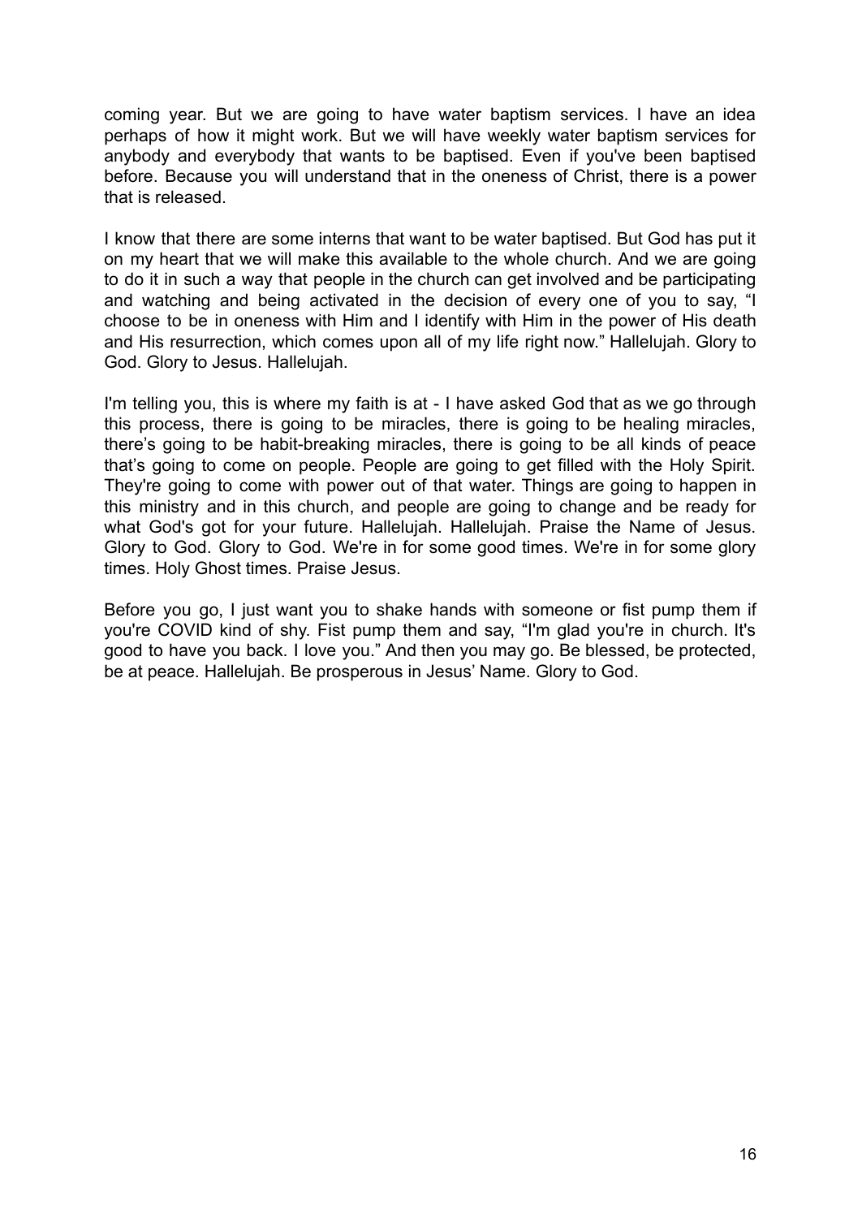coming year. But we are going to have water baptism services. I have an idea perhaps of how it might work. But we will have weekly water baptism services for anybody and everybody that wants to be baptised. Even if you've been baptised before. Because you will understand that in the oneness of Christ, there is a power that is released.

I know that there are some interns that want to be water baptised. But God has put it on my heart that we will make this available to the whole church. And we are going to do it in such a way that people in the church can get involved and be participating and watching and being activated in the decision of every one of you to say, "I choose to be in oneness with Him and I identify with Him in the power of His death and His resurrection, which comes upon all of my life right now." Hallelujah. Glory to God. Glory to Jesus. Hallelujah.

I'm telling you, this is where my faith is at - I have asked God that as we go through this process, there is going to be miracles, there is going to be healing miracles, there's going to be habit-breaking miracles, there is going to be all kinds of peace that's going to come on people. People are going to get filled with the Holy Spirit. They're going to come with power out of that water. Things are going to happen in this ministry and in this church, and people are going to change and be ready for what God's got for your future. Hallelujah. Hallelujah. Praise the Name of Jesus. Glory to God. Glory to God. We're in for some good times. We're in for some glory times. Holy Ghost times. Praise Jesus.

Before you go, I just want you to shake hands with someone or fist pump them if you're COVID kind of shy. Fist pump them and say, "I'm glad you're in church. It's good to have you back. I love you." And then you may go. Be blessed, be protected, be at peace. Hallelujah. Be prosperous in Jesus' Name. Glory to God.